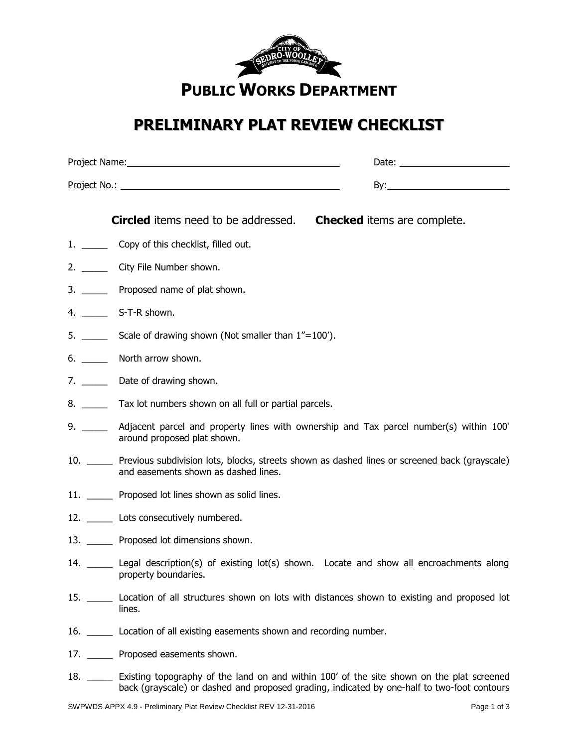# PUBLIC WORKS DEPARTMENT

## PRELIMINARY PLAT REVIEW CHECKLIST

Project Name: ______________________________ Date: ______________

Project No.: ______________________________ By: ______________

**Circled** items need to be addressed. **Checked** items are complete.

1. _____ Copy of this checklist, filled out.
2. _____ City File Number shown.
3. _____ Proposed name of plat shown.
4. _____ S-T-R shown.
5. _____ Scale of drawing shown (Not smaller than 1"=100').
6. _____ North arrow shown.
7. _____ Date of drawing shown.
8. _____ Tax lot numbers shown on all full or partial parcels.
9. _____ Adjacent parcel and property lines with ownership and Tax parcel number(s) within 100' around proposed plat shown.
10. _____ Previous subdivision lots, blocks, streets shown as dashed lines or screened back (grayscale) and easements shown as dashed lines.
11. _____ Proposed lot lines shown as solid lines.
12. _____ Lots consecutively numbered.
13. _____ Proposed lot dimensions shown.
14. _____ Legal description(s) of existing lot(s) shown. Locate and show all encroachments along property boundaries.
15. _____ Location of all structures shown on lots with distances shown to existing and proposed lot lines.
16. _____ Location of all existing easements shown and recording number.
17. _____ Proposed easements shown.
18. _____ Existing topography of the land on and within 100' of the site shown on the plat screened back (grayscale) or dashed and proposed grading, indicated by one-half to two-foot contours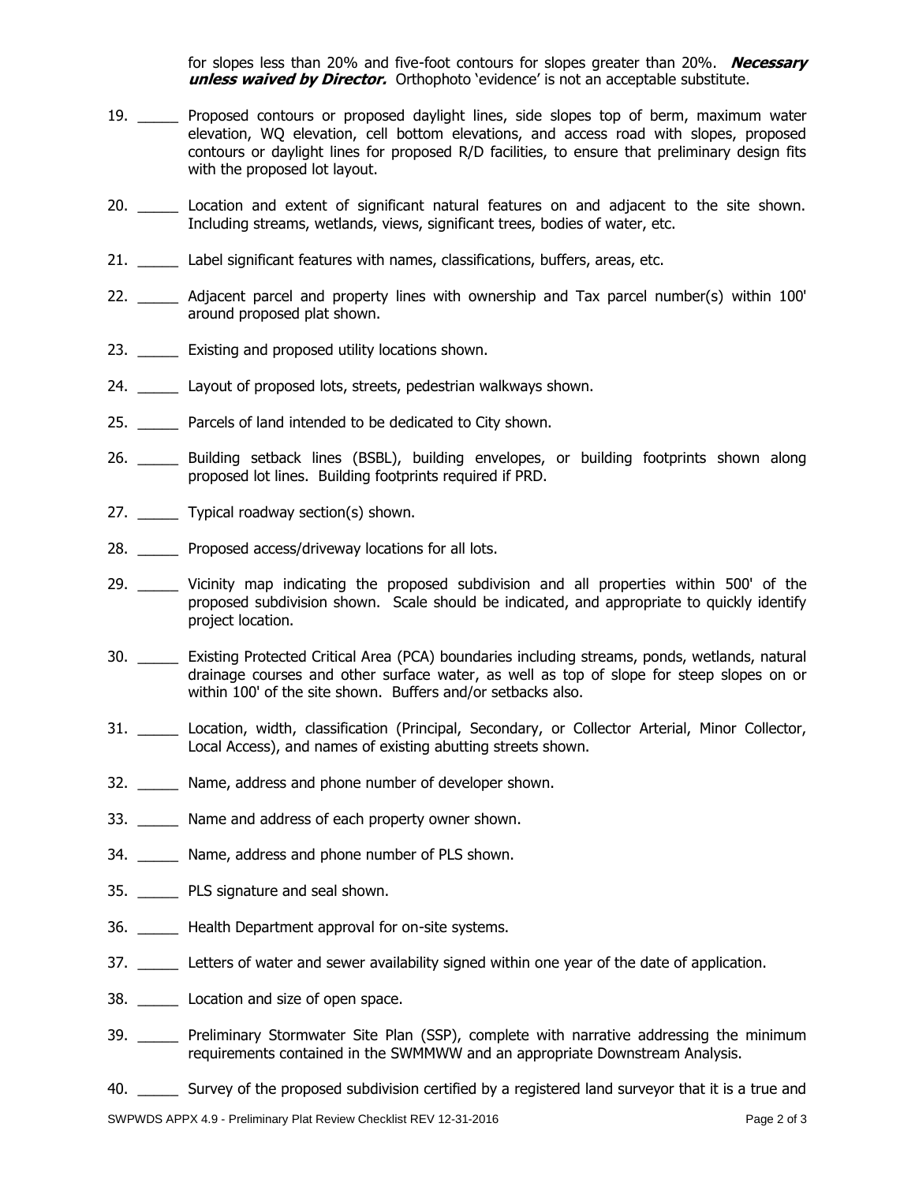for slopes less than 20% and five-foot contours for slopes greater than 20%. ***Necessary unless waived by Director.*** Orthophoto 'evidence' is not an acceptable substitute.

19. _____ Proposed contours or proposed daylight lines, side slopes top of berm, maximum water elevation, WQ elevation, cell bottom elevations, and access road with slopes, proposed contours or daylight lines for proposed R/D facilities, to ensure that preliminary design fits with the proposed lot layout.

20. _____ Location and extent of significant natural features on and adjacent to the site shown. Including streams, wetlands, views, significant trees, bodies of water, etc.

21. _____ Label significant features with names, classifications, buffers, areas, etc.

22. _____ Adjacent parcel and property lines with ownership and Tax parcel number(s) within 100' around proposed plat shown.

23. _____ Existing and proposed utility locations shown.

24. _____ Layout of proposed lots, streets, pedestrian walkways shown.

25. _____ Parcels of land intended to be dedicated to City shown.

26. _____ Building setback lines (BSBL), building envelopes, or building footprints shown along proposed lot lines. Building footprints required if PRD.

27. _____ Typical roadway section(s) shown.

28. _____ Proposed access/driveway locations for all lots.

29. _____ Vicinity map indicating the proposed subdivision and all properties within 500' of the proposed subdivision shown. Scale should be indicated, and appropriate to quickly identify project location.

30. _____ Existing Protected Critical Area (PCA) boundaries including streams, ponds, wetlands, natural drainage courses and other surface water, as well as top of slope for steep slopes on or within 100' of the site shown. Buffers and/or setbacks also.

31. _____ Location, width, classification (Principal, Secondary, or Collector Arterial, Minor Collector, Local Access), and names of existing abutting streets shown.

32. _____ Name, address and phone number of developer shown.

33. _____ Name and address of each property owner shown.

34. _____ Name, address and phone number of PLS shown.

35. _____ PLS signature and seal shown.

36. _____ Health Department approval for on-site systems.

37. _____ Letters of water and sewer availability signed within one year of the date of application.

38. _____ Location and size of open space.

39. _____ Preliminary Stormwater Site Plan (SSP), complete with narrative addressing the minimum requirements contained in the SWMMWW and an appropriate Downstream Analysis.

40. _____ Survey of the proposed subdivision certified by a registered land surveyor that it is a true and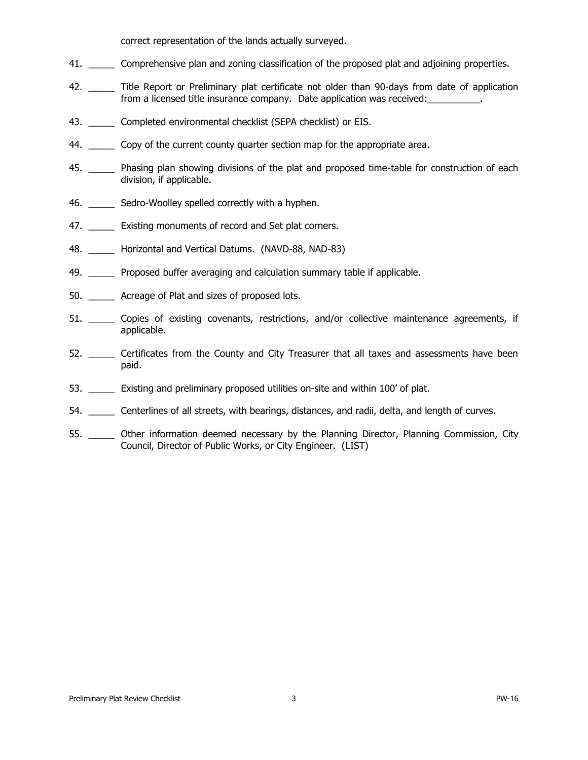correct representation of the lands actually surveyed.

41. _____ Comprehensive plan and zoning classification of the proposed plat and adjoining properties.

42. _____ Title Report or Preliminary plat certificate not older than 90-days from date of application from a licensed title insurance company. Date application was received:__________.

43. _____ Completed environmental checklist (SEPA checklist) or EIS.

44. _____ Copy of the current county quarter section map for the appropriate area.

45. _____ Phasing plan showing divisions of the plat and proposed time-table for construction of each division, if applicable.

46. _____ Sedro-Woolley spelled correctly with a hyphen.

47. _____ Existing monuments of record and Set plat corners.

48. _____ Horizontal and Vertical Datums. (NAVD-88, NAD-83)

49. _____ Proposed buffer averaging and calculation summary table if applicable.

50. _____ Acreage of Plat and sizes of proposed lots.

51. _____ Copies of existing covenants, restrictions, and/or collective maintenance agreements, if applicable.

52. _____ Certificates from the County and City Treasurer that all taxes and assessments have been paid.

53. _____ Existing and preliminary proposed utilities on-site and within 100' of plat.

54. _____ Centerlines of all streets, with bearings, distances, and radii, delta, and length of curves.

55. _____ Other information deemed necessary by the Planning Director, Planning Commission, City Council, Director of Public Works, or City Engineer. (LIST)